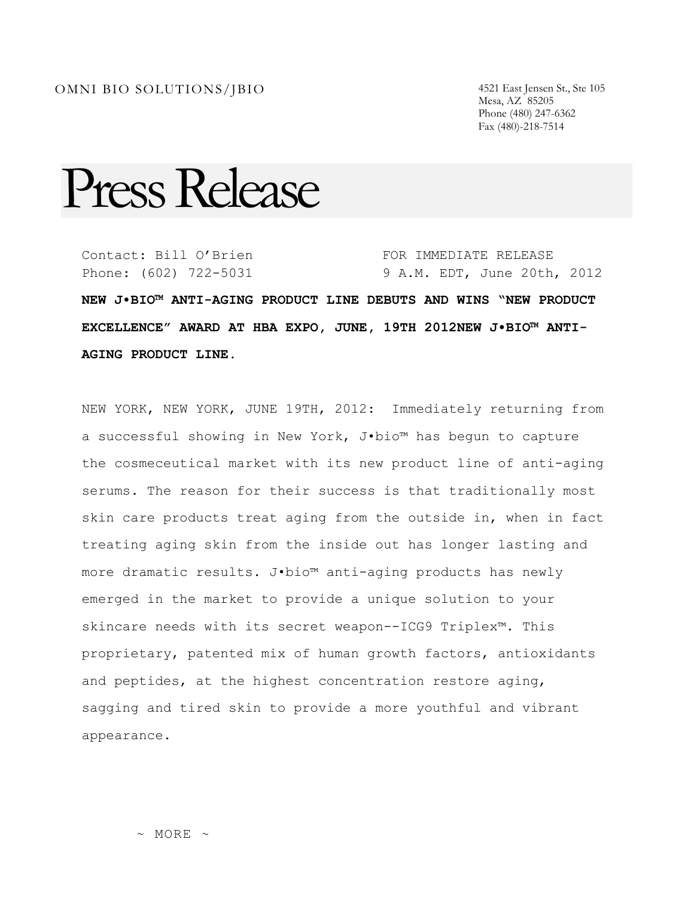OMNI BIO SOLUTIONS/JBIO

4521 East Jensen St., Ste 105
Mesa, AZ 85205
Phone (480) 247-6362
Fax (480)-218-7514

# Press Release

Contact: Bill O'Brien
Phone: (602) 722-5031

FOR IMMEDIATE RELEASE
9 A.M. EDT, June 20th, 2012

**NEW J•BIO™ ANTI-AGING PRODUCT LINE DEBUTS AND WINS "NEW PRODUCT EXCELLENCE" AWARD AT HBA EXPO, JUNE, 19TH 2012NEW J•BIO™ ANTI-AGING PRODUCT LINE.**

NEW YORK, NEW YORK, JUNE 19TH, 2012: Immediately returning from a successful showing in New York, J•bio™ has begun to capture the cosmeceutical market with its new product line of anti-aging serums. The reason for their success is that traditionally most skin care products treat aging from the outside in, when in fact treating aging skin from the inside out has longer lasting and more dramatic results. J•bio™ anti-aging products has newly emerged in the market to provide a unique solution to your skincare needs with its secret weapon--ICG9 Triplex™. This proprietary, patented mix of human growth factors, antioxidants and peptides, at the highest concentration restore aging, sagging and tired skin to provide a more youthful and vibrant appearance.

~ MORE ~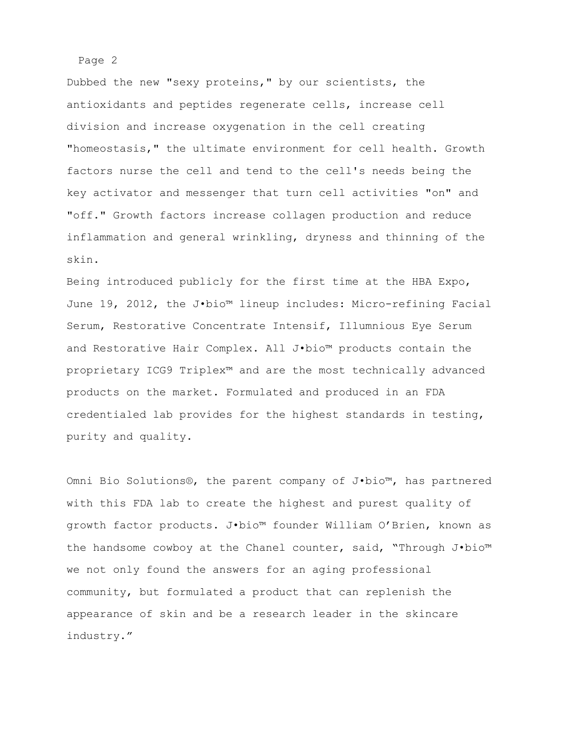Dubbed the new "sexy proteins," by our scientists, the antioxidants and peptides regenerate cells, increase cell division and increase oxygenation in the cell creating "homeostasis," the ultimate environment for cell health. Growth factors nurse the cell and tend to the cell's needs being the key activator and messenger that turn cell activities "on" and "off." Growth factors increase collagen production and reduce inflammation and general wrinkling, dryness and thinning of the skin.

Being introduced publicly for the first time at the HBA Expo, June 19, 2012, the J•bio™ lineup includes: Micro-refining Facial Serum, Restorative Concentrate Intensif, Illumnious Eye Serum and Restorative Hair Complex. All J•bio™ products contain the proprietary ICG9 Triplex™ and are the most technically advanced products on the market. Formulated and produced in an FDA credentialed lab provides for the highest standards in testing, purity and quality.

Omni Bio Solutions®, the parent company of J•bio™, has partnered with this FDA lab to create the highest and purest quality of growth factor products. J•bio™ founder William O'Brien, known as the handsome cowboy at the Chanel counter, said, "Through J•bio™ we not only found the answers for an aging professional community, but formulated a product that can replenish the appearance of skin and be a research leader in the skincare industry."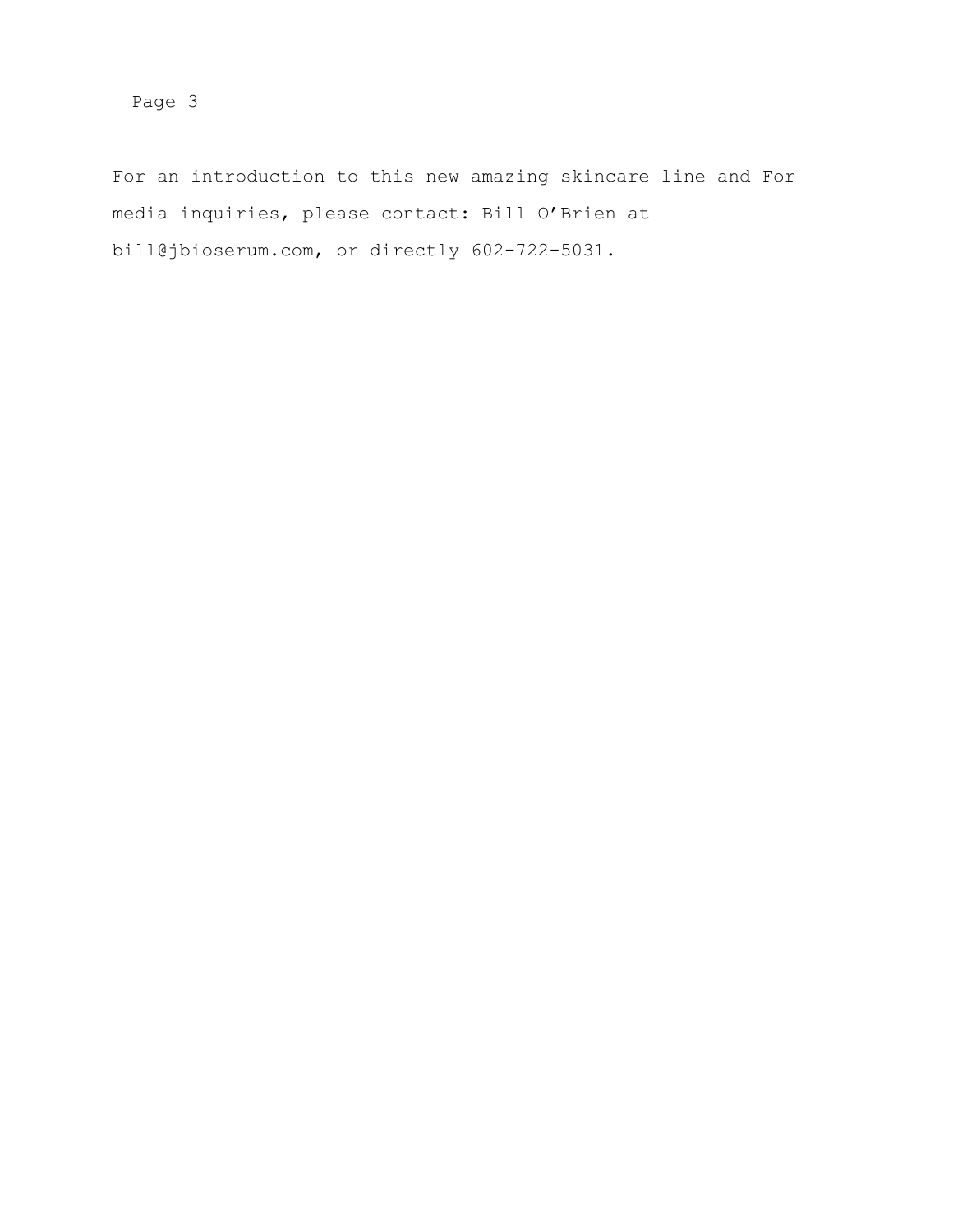For an introduction to this new amazing skincare line and For media inquiries, please contact: Bill O'Brien at bill@jbioserum.com, or directly 602-722-5031.